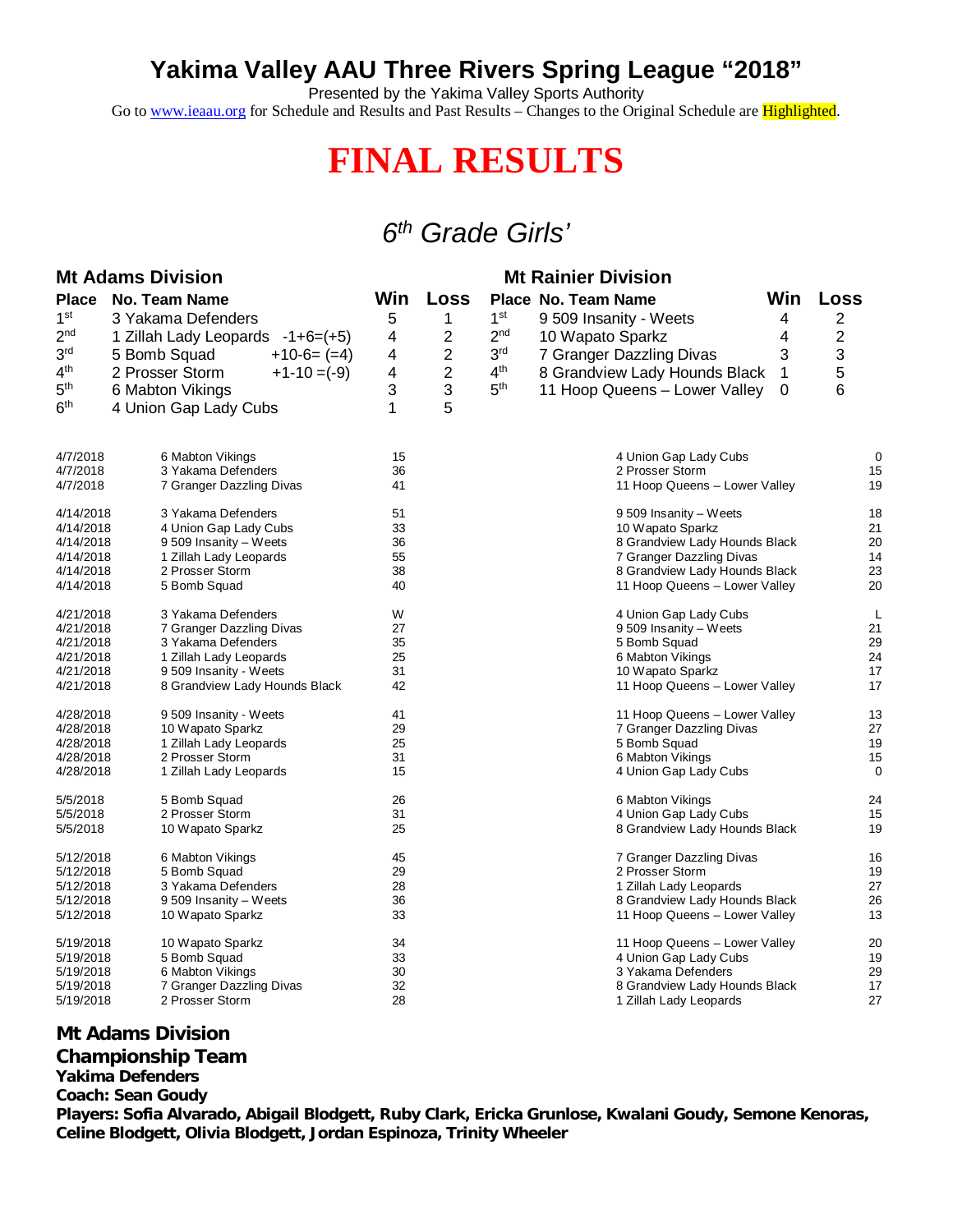# Yakima Valley AAU Three Rivers Spring League "2018"

Presented by the Yakima Valley Sports Authority

Go to www.ieaau.org for Schedule and Results and Past Results – Changes to the Original Schedule are Highlighted.

# FINAL RESULTS

## *6th Grade Girls'*

### Mt Adams Division

| Place | No. Team Name | | Win | Loss |
|---|---|---|---|---|
| 1st | 3 Yakama Defenders | | 5 | 1 |
| 2nd | 1 Zillah Lady Leopards | -1+6=(+5) | 4 | 2 |
| 3rd | 5 Bomb Squad | +10-6= (=4) | 4 | 2 |
| 4th | 2 Prosser Storm | +1-10 =(-9) | 4 | 2 |
| 5th | 6 Mabton Vikings | | 3 | 3 |
| 6th | 4 Union Gap Lady Cubs | | 1 | 5 |

### Mt Rainier Division

| Place | No. Team Name | Win | Loss |
|---|---|---|---|
| 1st | 9 509 Insanity - Weets | 4 | 2 |
| 2nd | 10 Wapato Sparkz | 4 | 2 |
| 3rd | 7 Granger Dazzling Divas | 3 | 3 |
| 4th | 8 Grandview Lady Hounds Black | 1 | 5 |
| 5th | 11 Hoop Queens – Lower Valley | 0 | 6 |

| Date | Team | Score | Team | Score |
|---|---|---|---|---|
| 4/7/2018 | 6 Mabton Vikings | 15 | 4 Union Gap Lady Cubs | 0 |
| 4/7/2018 | 3 Yakama Defenders | 36 | 2 Prosser Storm | 15 |
| 4/7/2018 | 7 Granger Dazzling Divas | 41 | 11 Hoop Queens – Lower Valley | 19 |
| 4/14/2018 | 3 Yakama Defenders | 51 | 9 509 Insanity – Weets | 18 |
| 4/14/2018 | 4 Union Gap Lady Cubs | 33 | 10 Wapato Sparkz | 21 |
| 4/14/2018 | 9 509 Insanity – Weets | 36 | 8 Grandview Lady Hounds Black | 20 |
| 4/14/2018 | 1 Zillah Lady Leopards | 55 | 7 Granger Dazzling Divas | 14 |
| 4/14/2018 | 2 Prosser Storm | 38 | 8 Grandview Lady Hounds Black | 23 |
| 4/14/2018 | 5 Bomb Squad | 40 | 11 Hoop Queens – Lower Valley | 20 |
| 4/21/2018 | 3 Yakama Defenders | W | 4 Union Gap Lady Cubs | L |
| 4/21/2018 | 7 Granger Dazzling Divas | 27 | 9 509 Insanity – Weets | 21 |
| 4/21/2018 | 3 Yakama Defenders | 35 | 5 Bomb Squad | 29 |
| 4/21/2018 | 1 Zillah Lady Leopards | 25 | 6 Mabton Vikings | 24 |
| 4/21/2018 | 9 509 Insanity - Weets | 31 | 10 Wapato Sparkz | 17 |
| 4/21/2018 | 8 Grandview Lady Hounds Black | 42 | 11 Hoop Queens – Lower Valley | 17 |
| 4/28/2018 | 9 509 Insanity - Weets | 41 | 11 Hoop Queens – Lower Valley | 13 |
| 4/28/2018 | 10 Wapato Sparkz | 29 | 7 Granger Dazzling Divas | 27 |
| 4/28/2018 | 1 Zillah Lady Leopards | 25 | 5 Bomb Squad | 19 |
| 4/28/2018 | 2 Prosser Storm | 31 | 6 Mabton Vikings | 15 |
| 4/28/2018 | 1 Zillah Lady Leopards | 15 | 4 Union Gap Lady Cubs | 0 |
| 5/5/2018 | 5 Bomb Squad | 26 | 6 Mabton Vikings | 24 |
| 5/5/2018 | 2 Prosser Storm | 31 | 4 Union Gap Lady Cubs | 15 |
| 5/5/2018 | 10 Wapato Sparkz | 25 | 8 Grandview Lady Hounds Black | 19 |
| 5/12/2018 | 6 Mabton Vikings | 45 | 7 Granger Dazzling Divas | 16 |
| 5/12/2018 | 5 Bomb Squad | 29 | 2 Prosser Storm | 19 |
| 5/12/2018 | 3 Yakama Defenders | 28 | 1 Zillah Lady Leopards | 27 |
| 5/12/2018 | 9 509 Insanity – Weets | 36 | 8 Grandview Lady Hounds Black | 26 |
| 5/12/2018 | 10 Wapato Sparkz | 33 | 11 Hoop Queens – Lower Valley | 13 |
| 5/19/2018 | 10 Wapato Sparkz | 34 | 11 Hoop Queens – Lower Valley | 20 |
| 5/19/2018 | 5 Bomb Squad | 33 | 4 Union Gap Lady Cubs | 19 |
| 5/19/2018 | 6 Mabton Vikings | 30 | 3 Yakama Defenders | 29 |
| 5/19/2018 | 7 Granger Dazzling Divas | 32 | 8 Grandview Lady Hounds Black | 17 |
| 5/19/2018 | 2 Prosser Storm | 28 | 1 Zillah Lady Leopards | 27 |

**Mt Adams Division**
**Championship Team**
**Yakima Defenders**
**Coach: Sean Goudy**
**Players: Sofia Alvarado, Abigail Blodgett, Ruby Clark, Ericka Grunlose, Kwalani Goudy, Semone Kenoras, Celine Blodgett, Olivia Blodgett, Jordan Espinoza, Trinity Wheeler**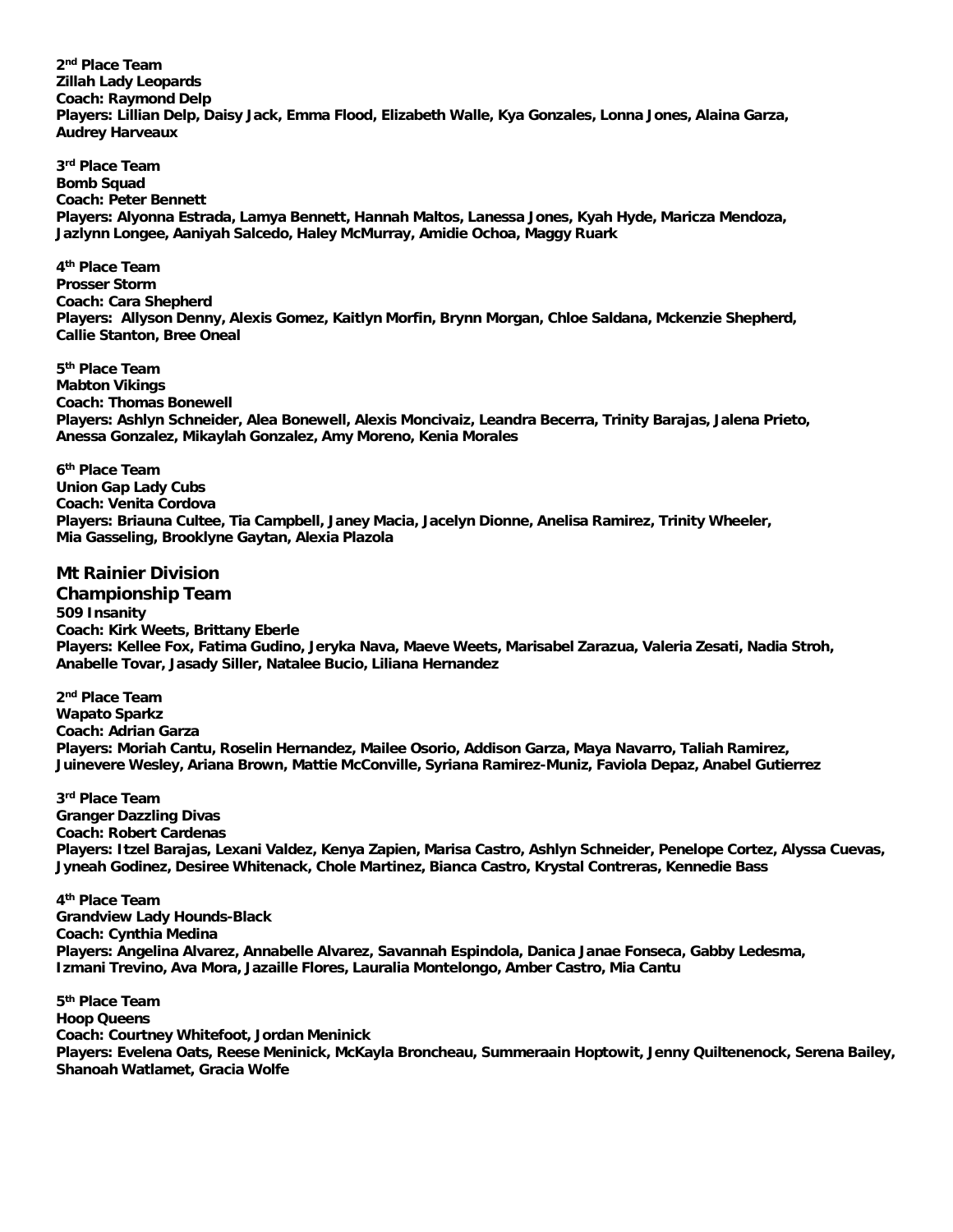**2nd Place Team**
**Zillah Lady Leopards**
**Coach: Raymond Delp**
**Players: Lillian Delp, Daisy Jack, Emma Flood, Elizabeth Walle, Kya Gonzales, Lonna Jones, Alaina Garza, Audrey Harveaux**

**3rd Place Team**
**Bomb Squad**
**Coach: Peter Bennett**
**Players: Alyonna Estrada, Lamya Bennett, Hannah Maltos, Lanessa Jones, Kyah Hyde, Maricza Mendoza, Jazlynn Longee, Aaniyah Salcedo, Haley McMurray, Amidie Ochoa, Maggy Ruark**

**4th Place Team**
**Prosser Storm**
**Coach: Cara Shepherd**
**Players: Allyson Denny, Alexis Gomez, Kaitlyn Morfin, Brynn Morgan, Chloe Saldana, Mckenzie Shepherd, Callie Stanton, Bree Oneal**

**5th Place Team**
**Mabton Vikings**
**Coach: Thomas Bonewell**
**Players: Ashlyn Schneider, Alea Bonewell, Alexis Moncivaiz, Leandra Becerra, Trinity Barajas, Jalena Prieto, Anessa Gonzalez, Mikaylah Gonzalez, Amy Moreno, Kenia Morales**

**6th Place Team**
**Union Gap Lady Cubs**
**Coach: Venita Cordova**
**Players: Briauna Cultee, Tia Campbell, Janey Macia, Jacelyn Dionne, Anelisa Ramirez, Trinity Wheeler, Mia Gasseling, Brooklyne Gaytan, Alexia Plazola**

## Mt Rainier Division

### Championship Team

**509 Insanity**
**Coach: Kirk Weets, Brittany Eberle**
**Players: Kellee Fox, Fatima Gudino, Jeryka Nava, Maeve Weets, Marisabel Zarazua, Valeria Zesati, Nadia Stroh, Anabelle Tovar, Jasady Siller, Natalee Bucio, Liliana Hernandez**

**2nd Place Team**
**Wapato Sparkz**
**Coach: Adrian Garza**
**Players: Moriah Cantu, Roselin Hernandez, Mailee Osorio, Addison Garza, Maya Navarro, Taliah Ramirez, Juinevere Wesley, Ariana Brown, Mattie McConville, Syriana Ramirez-Muniz, Faviola Depaz, Anabel Gutierrez**

**3rd Place Team**
**Granger Dazzling Divas**
**Coach: Robert Cardenas**
**Players: Itzel Barajas, Lexani Valdez, Kenya Zapien, Marisa Castro, Ashlyn Schneider, Penelope Cortez, Alyssa Cuevas, Jyneah Godinez, Desiree Whitenack, Chole Martinez, Bianca Castro, Krystal Contreras, Kennedie Bass**

**4th Place Team**
**Grandview Lady Hounds-Black**
**Coach: Cynthia Medina**
**Players: Angelina Alvarez, Annabelle Alvarez, Savannah Espindola, Danica Janae Fonseca, Gabby Ledesma, Izmani Trevino, Ava Mora, Jazaille Flores, Lauralia Montelongo, Amber Castro, Mia Cantu**

**5th Place Team**
**Hoop Queens**
**Coach: Courtney Whitefoot, Jordan Meninick**
**Players: Evelena Oats, Reese Meninick, McKayla Broncheau, Summeraain Hoptowit, Jenny Quiltenenock, Serena Bailey, Shanoah Watlamet, Gracia Wolfe**